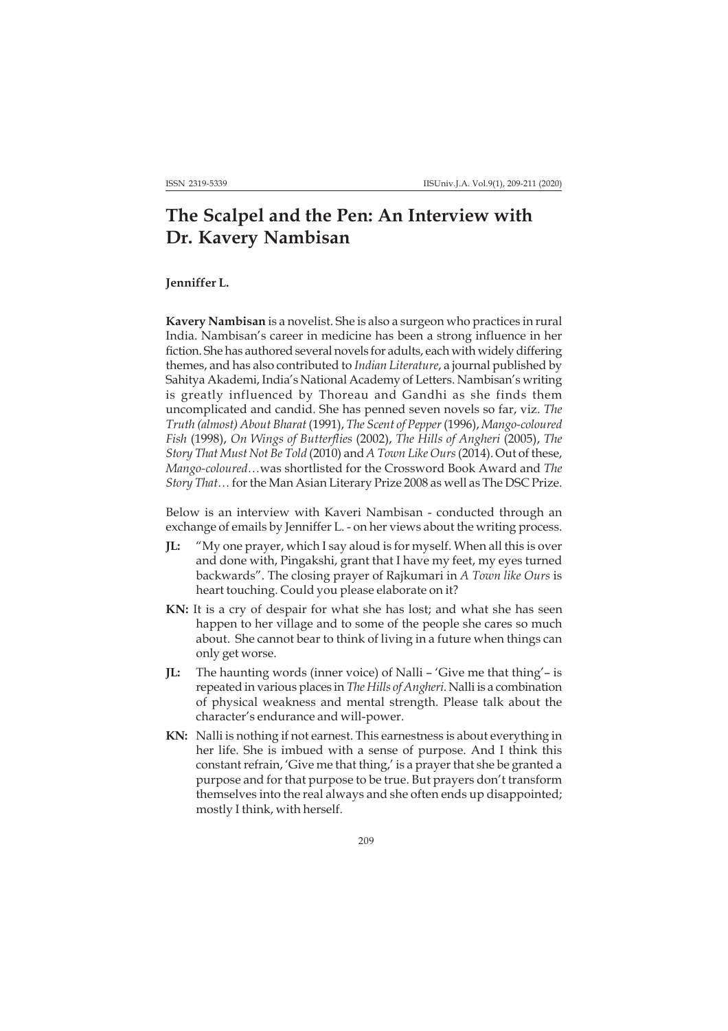# The Scalpel and the Pen: An Interview with Dr. Kavery Nambisan

**Jenniffer L.**

**Kavery Nambisan** is a novelist. She is also a surgeon who practices in rural India. Nambisan's career in medicine has been a strong influence in her fiction. She has authored several novels for adults, each with widely differing themes, and has also contributed to *Indian Literature*, a journal published by Sahitya Akademi, India's National Academy of Letters. Nambisan's writing is greatly influenced by Thoreau and Gandhi as she finds them uncomplicated and candid. She has penned seven novels so far, viz. *The Truth (almost) About Bharat* (1991), *The Scent of Pepper* (1996), *Mango-coloured Fish* (1998), *On Wings of Butterflies* (2002), *The Hills of Angheri* (2005), *The Story That Must Not Be Told* (2010) and *A Town Like Ours* (2014). Out of these, *Mango-coloured…*was shortlisted for the Crossword Book Award and *The Story That…* for the Man Asian Literary Prize 2008 as well as The DSC Prize.

Below is an interview with Kaveri Nambisan - conducted through an exchange of emails by Jenniffer L. - on her views about the writing process.

**JL:** "My one prayer, which I say aloud is for myself. When all this is over and done with, Pingakshi, grant that I have my feet, my eyes turned backwards". The closing prayer of Rajkumari in *A Town like Ours* is heart touching. Could you please elaborate on it?

**KN:** It is a cry of despair for what she has lost; and what she has seen happen to her village and to some of the people she cares so much about. She cannot bear to think of living in a future when things can only get worse.

**JL:** The haunting words (inner voice) of Nalli – 'Give me that thing'– is repeated in various places in *The Hills of Angheri*. Nalli is a combination of physical weakness and mental strength. Please talk about the character's endurance and will-power.

**KN:** Nalli is nothing if not earnest. This earnestness is about everything in her life. She is imbued with a sense of purpose. And I think this constant refrain, 'Give me that thing,' is a prayer that she be granted a purpose and for that purpose to be true. But prayers don't transform themselves into the real always and she often ends up disappointed; mostly I think, with herself.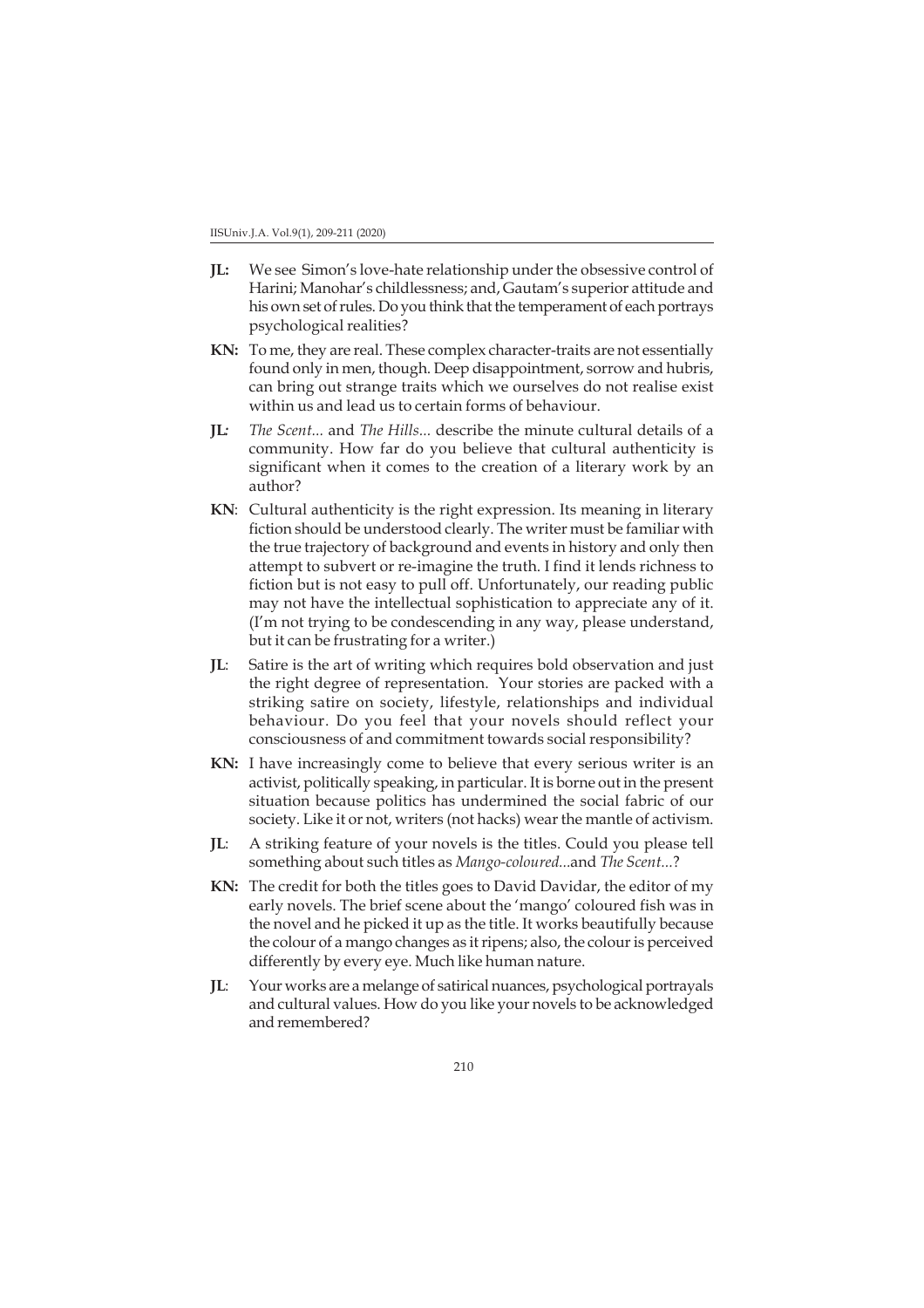**JL:** We see Simon's love-hate relationship under the obsessive control of Harini; Manohar's childlessness; and, Gautam's superior attitude and his own set of rules. Do you think that the temperament of each portrays psychological realities?

**KN:** To me, they are real. These complex character-traits are not essentially found only in men, though. Deep disappointment, sorrow and hubris, can bring out strange traits which we ourselves do not realise exist within us and lead us to certain forms of behaviour.

**JL:** *The Scent...* and *The Hills...* describe the minute cultural details of a community. How far do you believe that cultural authenticity is significant when it comes to the creation of a literary work by an author?

**KN**: Cultural authenticity is the right expression. Its meaning in literary fiction should be understood clearly. The writer must be familiar with the true trajectory of background and events in history and only then attempt to subvert or re-imagine the truth. I find it lends richness to fiction but is not easy to pull off. Unfortunately, our reading public may not have the intellectual sophistication to appreciate any of it. (I'm not trying to be condescending in any way, please understand, but it can be frustrating for a writer.)

**JL**: Satire is the art of writing which requires bold observation and just the right degree of representation. Your stories are packed with a striking satire on society, lifestyle, relationships and individual behaviour. Do you feel that your novels should reflect your consciousness of and commitment towards social responsibility?

**KN:** I have increasingly come to believe that every serious writer is an activist, politically speaking, in particular. It is borne out in the present situation because politics has undermined the social fabric of our society. Like it or not, writers (not hacks) wear the mantle of activism.

**JL**: A striking feature of your novels is the titles. Could you please tell something about such titles as *Mango-coloured...*and *The Scent...*?

**KN:** The credit for both the titles goes to David Davidar, the editor of my early novels. The brief scene about the 'mango' coloured fish was in the novel and he picked it up as the title. It works beautifully because the colour of a mango changes as it ripens; also, the colour is perceived differently by every eye. Much like human nature.

**JL**: Your works are a melange of satirical nuances, psychological portrayals and cultural values. How do you like your novels to be acknowledged and remembered?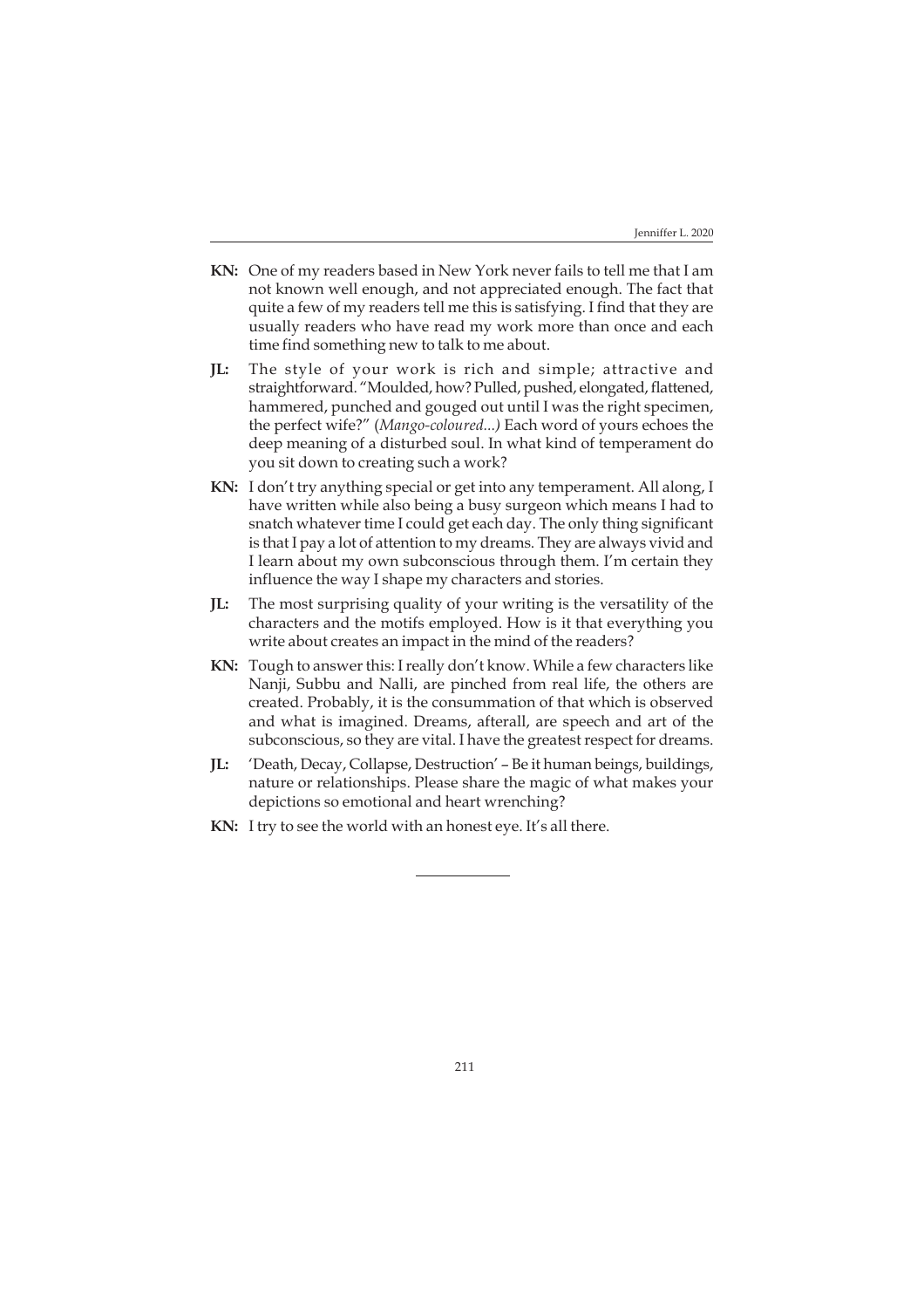**KN:** One of my readers based in New York never fails to tell me that I am not known well enough, and not appreciated enough. The fact that quite a few of my readers tell me this is satisfying. I find that they are usually readers who have read my work more than once and each time find something new to talk to me about.

**JL:** The style of your work is rich and simple; attractive and straightforward. "Moulded, how? Pulled, pushed, elongated, flattened, hammered, punched and gouged out until I was the right specimen, the perfect wife?" (*Mango-coloured...)* Each word of yours echoes the deep meaning of a disturbed soul. In what kind of temperament do you sit down to creating such a work?

**KN:** I don't try anything special or get into any temperament. All along, I have written while also being a busy surgeon which means I had to snatch whatever time I could get each day. The only thing significant is that I pay a lot of attention to my dreams. They are always vivid and I learn about my own subconscious through them. I'm certain they influence the way I shape my characters and stories.

**JL:** The most surprising quality of your writing is the versatility of the characters and the motifs employed. How is it that everything you write about creates an impact in the mind of the readers?

**KN:** Tough to answer this: I really don't know. While a few characters like Nanji, Subbu and Nalli, are pinched from real life, the others are created. Probably, it is the consummation of that which is observed and what is imagined. Dreams, afterall, are speech and art of the subconscious, so they are vital. I have the greatest respect for dreams.

**JL:** 'Death, Decay, Collapse, Destruction' – Be it human beings, buildings, nature or relationships. Please share the magic of what makes your depictions so emotional and heart wrenching?

**KN:** I try to see the world with an honest eye. It's all there.

---